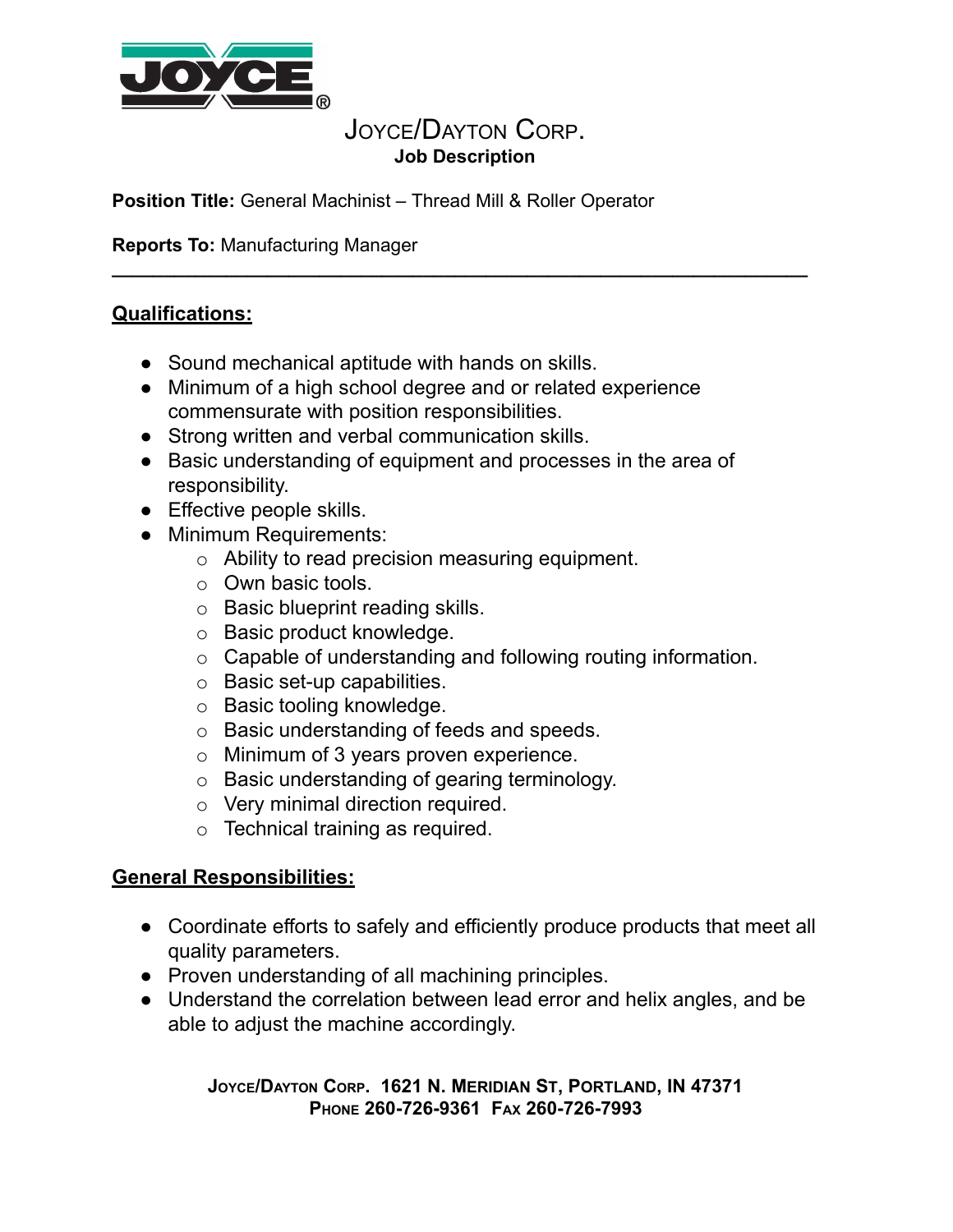# JOYCE/DAYTON CORP.

**Job Description**

**Position Title:** General Machinist – Thread Mill & Roller Operator

**Reports To:** Manufacturing Manager

---

## Qualifications:

- Sound mechanical aptitude with hands on skills.
- Minimum of a high school degree and or related experience commensurate with position responsibilities.
- Strong written and verbal communication skills.
- Basic understanding of equipment and processes in the area of responsibility.
- Effective people skills.
- Minimum Requirements:
  - Ability to read precision measuring equipment.
  - Own basic tools.
  - Basic blueprint reading skills.
  - Basic product knowledge.
  - Capable of understanding and following routing information.
  - Basic set-up capabilities.
  - Basic tooling knowledge.
  - Basic understanding of feeds and speeds.
  - Minimum of 3 years proven experience.
  - Basic understanding of gearing terminology.
  - Very minimal direction required.
  - Technical training as required.

## General Responsibilities:

- Coordinate efforts to safely and efficiently produce products that meet all quality parameters.
- Proven understanding of all machining principles.
- Understand the correlation between lead error and helix angles, and be able to adjust the machine accordingly.

**JOYCE/DAYTON CORP. 1621 N. MERIDIAN ST, PORTLAND, IN 47371**
**PHONE 260-726-9361 FAX 260-726-7993**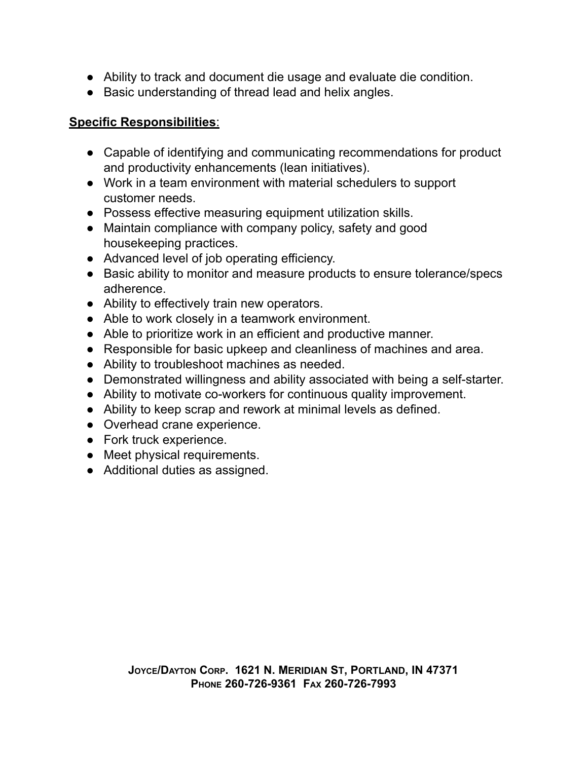- Ability to track and document die usage and evaluate die condition.
- Basic understanding of thread lead and helix angles.

**Specific Responsibilities**:

- Capable of identifying and communicating recommendations for product and productivity enhancements (lean initiatives).
- Work in a team environment with material schedulers to support customer needs.
- Possess effective measuring equipment utilization skills.
- Maintain compliance with company policy, safety and good housekeeping practices.
- Advanced level of job operating efficiency.
- Basic ability to monitor and measure products to ensure tolerance/specs adherence.
- Ability to effectively train new operators.
- Able to work closely in a teamwork environment.
- Able to prioritize work in an efficient and productive manner.
- Responsible for basic upkeep and cleanliness of machines and area.
- Ability to troubleshoot machines as needed.
- Demonstrated willingness and ability associated with being a self-starter.
- Ability to motivate co-workers for continuous quality improvement.
- Ability to keep scrap and rework at minimal levels as defined.
- Overhead crane experience.
- Fork truck experience.
- Meet physical requirements.
- Additional duties as assigned.